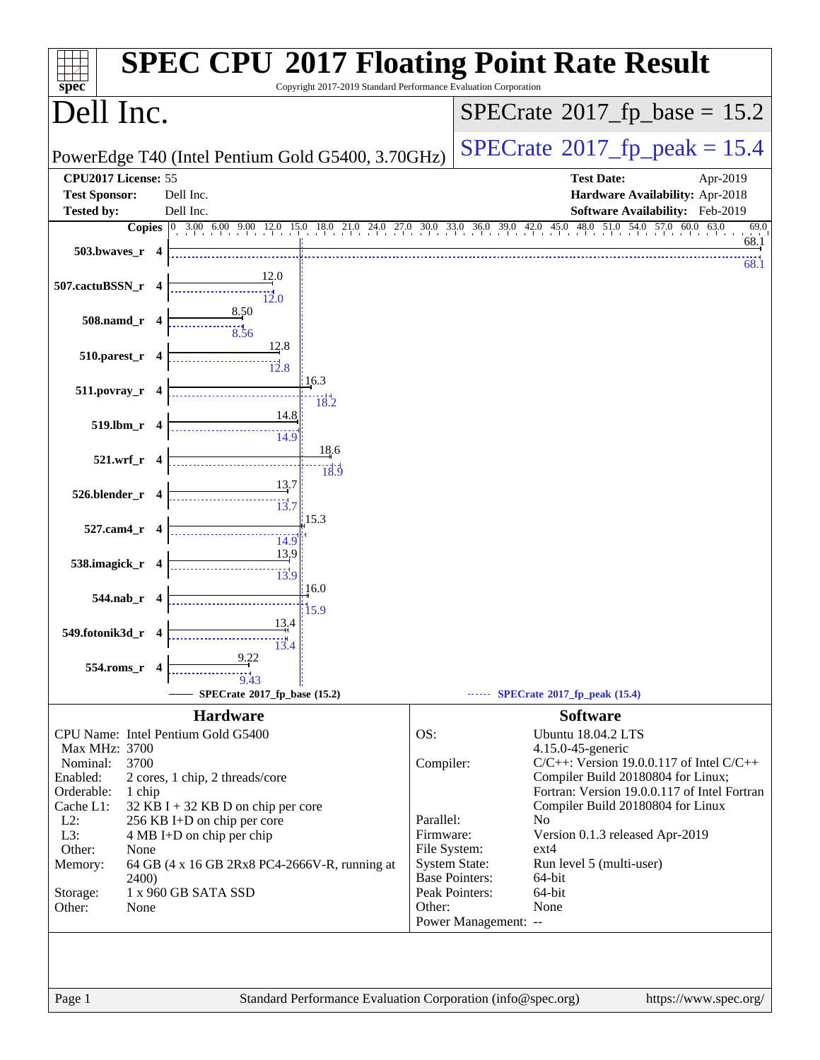# SPEC CPU 2017 Floating Point Rate Result

Copyright 2017-2019 Standard Performance Evaluation Corporation

## Dell Inc.

PowerEdge T40 (Intel Pentium Gold G5400, 3.70GHz)

SPECrate 2017_fp_base = 15.2

SPECrate 2017_fp_peak = 15.4

| | | | |
|---|---|---|---|
| **CPU2017 License:** | 55 | **Test Date:** | Apr-2019 |
| **Test Sponsor:** | Dell Inc. | **Hardware Availability:** | Apr-2018 |
| **Tested by:** | Dell Inc. | **Software Availability:** | Feb-2019 |

Copies 0 3.00 6.00 9.00 12.0 15.0 18.0 21.0 24.0 27.0 30.0 33.0 36.0 39.0 42.0 45.0 48.0 51.0 54.0 57.0 60.0 63.0 69.0

503.bwaves_r 4 68.1 68.1
507.cactuBSSN_r 4 12.0 12.0
508.namd_r 4 8.50 8.56
510.parest_r 4 12.8 12.8
511.povray_r 4 16.3 18.2
519.lbm_r 4 14.8 14.9
521.wrf_r 4 18.6 18.9
526.blender_r 4 13.7 13.7
527.cam4_r 4 15.3 14.9
538.imagick_r 4 13.9 13.9
544.nab_r 4 16.0 15.9
549.fotonik3d_r 4 13.4 13.4
554.roms_r 4 9.22 9.43

SPECrate 2017_fp_base (15.2)
SPECrate 2017_fp_peak (15.4)

### Hardware

| | |
|---|---|
| CPU Name: | Intel Pentium Gold G5400 |
| Max MHz: | 3700 |
| Nominal: | 3700 |
| Enabled: | 2 cores, 1 chip, 2 threads/core |
| Orderable: | 1 chip |
| Cache L1: | 32 KB I + 32 KB D on chip per core |
| L2: | 256 KB I+D on chip per core |
| L3: | 4 MB I+D on chip per chip |
| Other: | None |
| Memory: | 64 GB (4 x 16 GB 2Rx8 PC4-2666V-R, running at 2400) |
| Storage: | 1 x 960 GB SATA SSD |
| Other: | None |

### Software

| | |
|---|---|
| OS: | Ubuntu 18.04.2 LTS 4.15.0-45-generic |
| Compiler: | C/C++: Version 19.0.0.117 of Intel C/C++ Compiler Build 20180804 for Linux; Fortran: Version 19.0.0.117 of Intel Fortran Compiler Build 20180804 for Linux |
| Parallel: | No |
| Firmware: | Version 0.1.3 released Apr-2019 |
| File System: | ext4 |
| System State: | Run level 5 (multi-user) |
| Base Pointers: | 64-bit |
| Peak Pointers: | 64-bit |
| Other: | None |
| Power Management: | -- |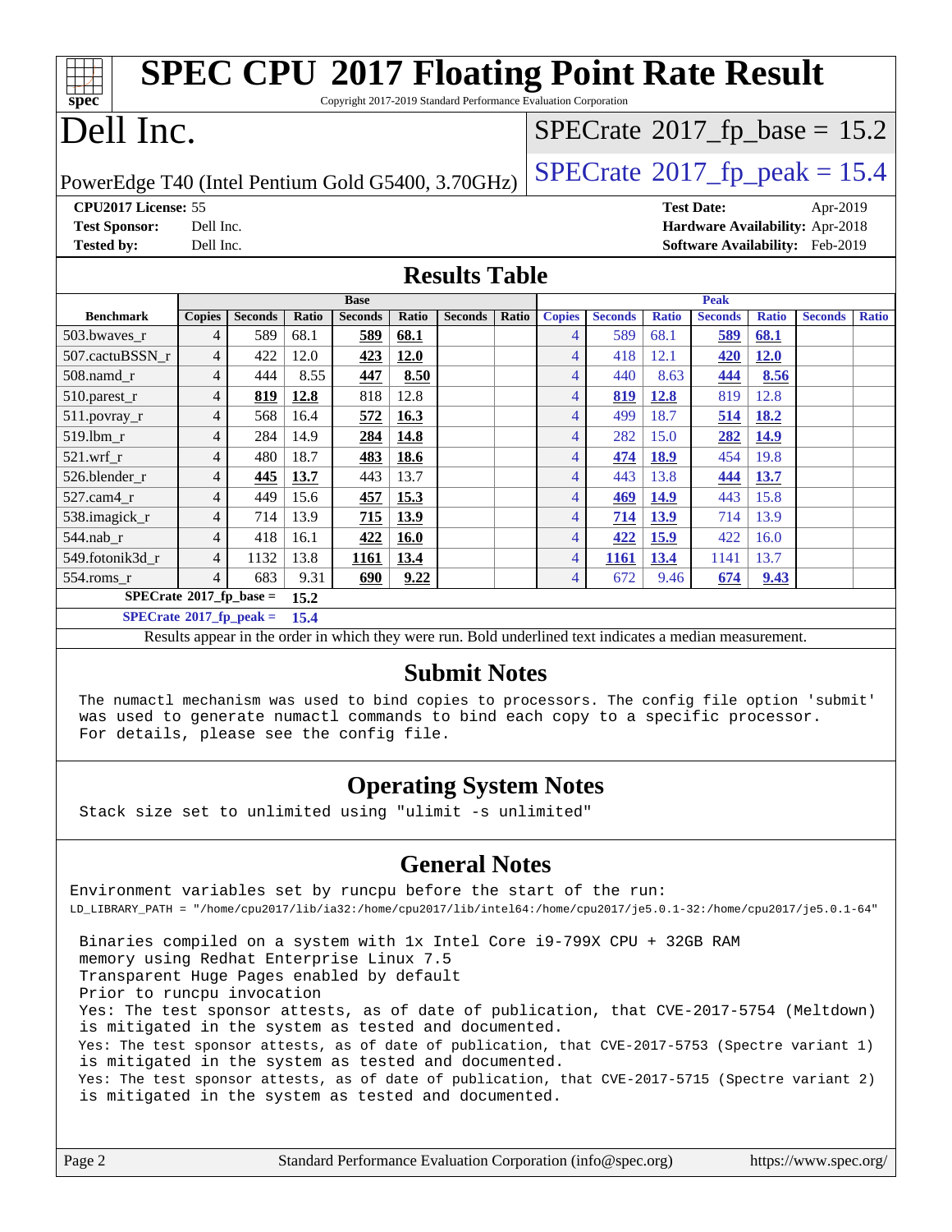# SPEC CPU 2017 Floating Point Rate Result

Copyright 2017-2019 Standard Performance Evaluation Corporation

# Dell Inc.

PowerEdge T40 (Intel Pentium Gold G5400, 3.70GHz)

SPECrate 2017_fp_base = 15.2

SPECrate 2017_fp_peak = 15.4

**CPU2017 License:** 55
**Test Sponsor:** Dell Inc.
**Tested by:** Dell Inc.

**Test Date:** Apr-2019
**Hardware Availability:** Apr-2018
**Software Availability:** Feb-2019

## Results Table

| Benchmark | Base | | | | | | | Peak | | | | | | |
|---|---|---|---|---|---|---|---|---|---|---|---|---|---|---|
| | Copies | Seconds | Ratio | Seconds | Ratio | Seconds | Ratio | Copies | Seconds | Ratio | Seconds | Ratio | Seconds | Ratio |
| 503.bwaves_r | 4 | 589 | 68.1 | **589** | **68.1** | | | 4 | 589 | 68.1 | **589** | **68.1** | | |
| 507.cactuBSSN_r | 4 | 422 | 12.0 | **423** | **12.0** | | | 4 | 418 | 12.1 | **420** | **12.0** | | |
| 508.namd_r | 4 | 444 | 8.55 | **447** | **8.50** | | | 4 | 440 | 8.63 | **444** | **8.56** | | |
| 510.parest_r | 4 | **819** | **12.8** | 818 | 12.8 | | | 4 | **819** | **12.8** | 819 | 12.8 | | |
| 511.povray_r | 4 | 568 | 16.4 | **572** | **16.3** | | | 4 | 499 | 18.7 | **514** | **18.2** | | |
| 519.lbm_r | 4 | 284 | 14.9 | **284** | **14.8** | | | 4 | 282 | 15.0 | **282** | **14.9** | | |
| 521.wrf_r | 4 | 480 | 18.7 | **483** | **18.6** | | | 4 | **474** | **18.9** | 454 | 19.8 | | |
| 526.blender_r | 4 | **445** | **13.7** | 443 | 13.7 | | | 4 | 443 | 13.8 | **444** | **13.7** | | |
| 527.cam4_r | 4 | 449 | 15.6 | **457** | **15.3** | | | 4 | **469** | **14.9** | 443 | 15.8 | | |
| 538.imagick_r | 4 | 714 | 13.9 | **715** | **13.9** | | | 4 | **714** | **13.9** | 714 | 13.9 | | |
| 544.nab_r | 4 | 418 | 16.1 | **422** | **16.0** | | | 4 | **422** | **15.9** | 422 | 16.0 | | |
| 549.fotonik3d_r | 4 | 1132 | 13.8 | **1161** | **13.4** | | | 4 | **1161** | **13.4** | 1141 | 13.7 | | |
| 554.roms_r | 4 | 683 | 9.31 | **690** | **9.22** | | | 4 | 672 | 9.46 | **674** | **9.43** | | |

SPECrate 2017_fp_base = **15.2**

SPECrate 2017_fp_peak = **15.4**

Results appear in the order in which they were run. Bold underlined text indicates a median measurement.

## Submit Notes

The numactl mechanism was used to bind copies to processors. The config file option 'submit' was used to generate numactl commands to bind each copy to a specific processor. For details, please see the config file.

## Operating System Notes

Stack size set to unlimited using "ulimit -s unlimited"

## General Notes

Environment variables set by runcpu before the start of the run:
LD_LIBRARY_PATH = "/home/cpu2017/lib/ia32:/home/cpu2017/lib/intel64:/home/cpu2017/je5.0.1-32:/home/cpu2017/je5.0.1-64"

Binaries compiled on a system with 1x Intel Core i9-799X CPU + 32GB RAM
memory using Redhat Enterprise Linux 7.5
Transparent Huge Pages enabled by default
Prior to runcpu invocation
Yes: The test sponsor attests, as of date of publication, that CVE-2017-5754 (Meltdown) is mitigated in the system as tested and documented.
Yes: The test sponsor attests, as of date of publication, that CVE-2017-5753 (Spectre variant 1) is mitigated in the system as tested and documented.
Yes: The test sponsor attests, as of date of publication, that CVE-2017-5715 (Spectre variant 2) is mitigated in the system as tested and documented.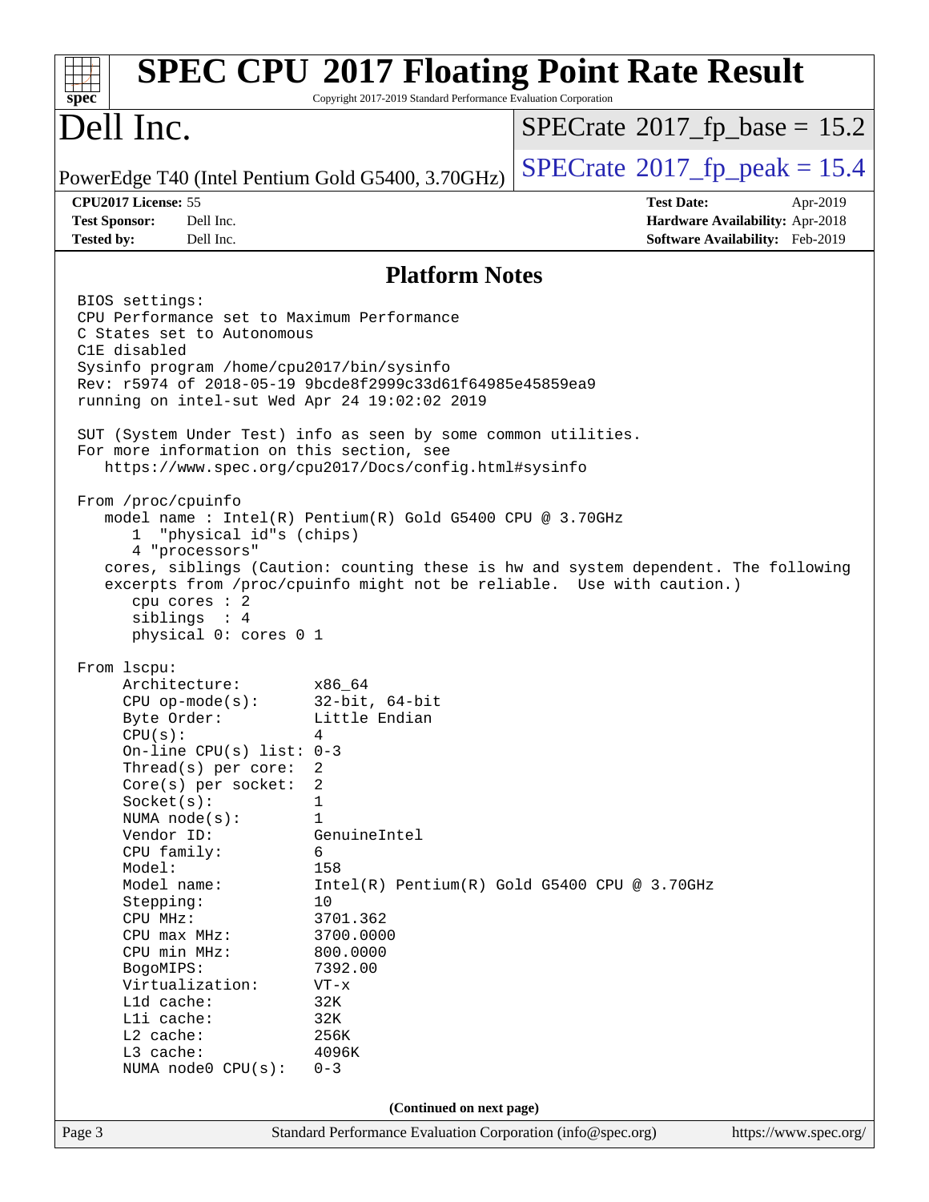# SPEC CPU 2017 Floating Point Rate Result

Copyright 2017-2019 Standard Performance Evaluation Corporation

# Dell Inc.

PowerEdge T40 (Intel Pentium Gold G5400, 3.70GHz)

SPECrate 2017_fp_base = 15.2

SPECrate 2017_fp_peak = 15.4

**CPU2017 License:** 55
**Test Sponsor:** Dell Inc.
**Tested by:** Dell Inc.

**Test Date:** Apr-2019
**Hardware Availability:** Apr-2018
**Software Availability:** Feb-2019

## Platform Notes

```
BIOS settings:
CPU Performance set to Maximum Performance
C States set to Autonomous
C1E disabled
Sysinfo program /home/cpu2017/bin/sysinfo
Rev: r5974 of 2018-05-19 9bcde8f2999c33d61f64985e45859ea9
running on intel-sut Wed Apr 24 19:02:02 2019

SUT (System Under Test) info as seen by some common utilities.
For more information on this section, see
   https://www.spec.org/cpu2017/Docs/config.html#sysinfo

From /proc/cpuinfo
   model name : Intel(R) Pentium(R) Gold G5400 CPU @ 3.70GHz
      1  "physical id"s (chips)
      4 "processors"
   cores, siblings (Caution: counting these is hw and system dependent. The following
   excerpts from /proc/cpuinfo might not be reliable.  Use with caution.)
      cpu cores : 2
      siblings  : 4
      physical 0: cores 0 1

From lscpu:
     Architecture:        x86_64
     CPU op-mode(s):      32-bit, 64-bit
     Byte Order:          Little Endian
     CPU(s):              4
     On-line CPU(s) list: 0-3
     Thread(s) per core:  2
     Core(s) per socket:  2
     Socket(s):           1
     NUMA node(s):        1
     Vendor ID:           GenuineIntel
     CPU family:          6
     Model:               158
     Model name:          Intel(R) Pentium(R) Gold G5400 CPU @ 3.70GHz
     Stepping:            10
     CPU MHz:             3701.362
     CPU max MHz:         3700.0000
     CPU min MHz:         800.0000
     BogoMIPS:            7392.00
     Virtualization:      VT-x
     L1d cache:           32K
     L1i cache:           32K
     L2 cache:            256K
     L3 cache:            4096K
     NUMA node0 CPU(s):   0-3
```

**(Continued on next page)**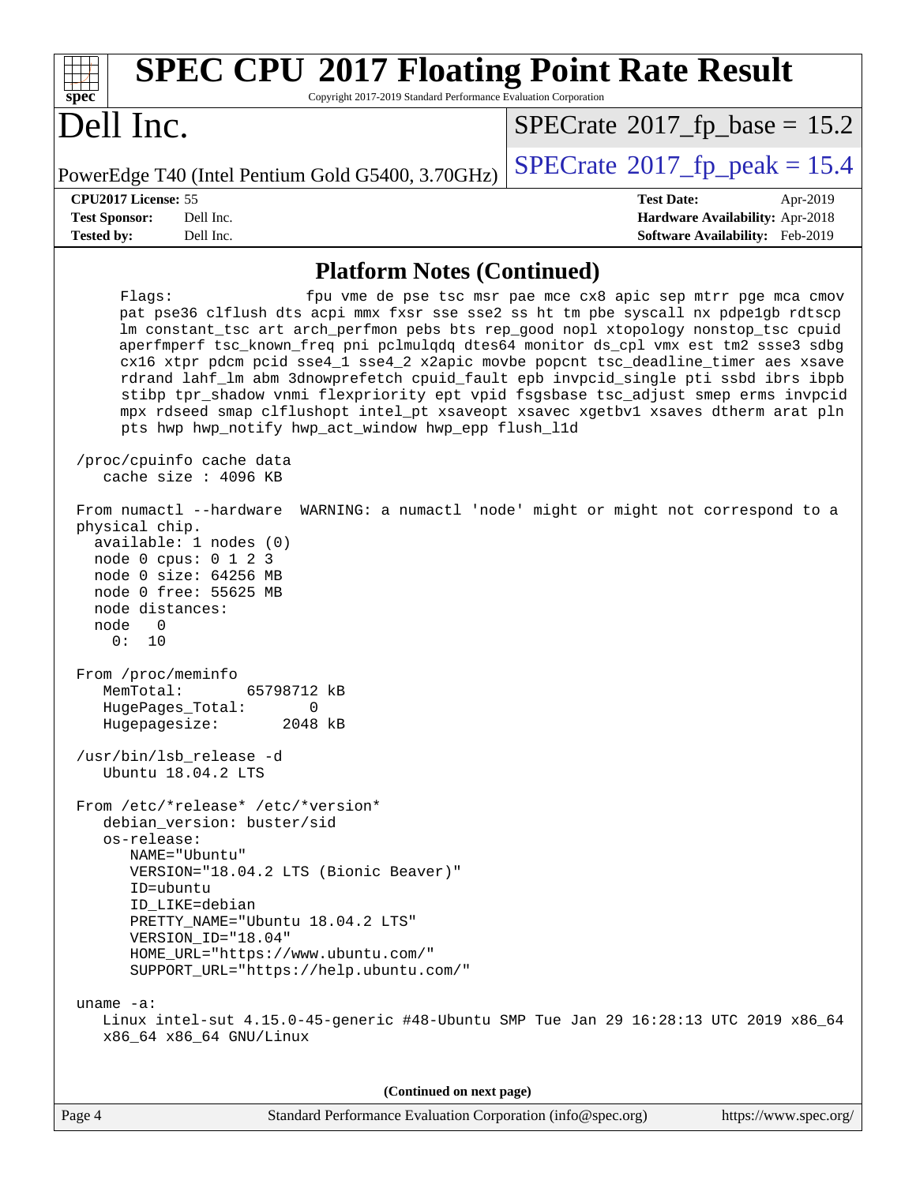## Platform Notes (Continued)

```
      Flags:                 fpu vme de pse tsc msr pae mce cx8 apic sep mtrr pge mca cmov
      pat pse36 clflush dts acpi mmx fxsr sse sse2 ss ht tm pbe syscall nx pdpe1gb rdtscp
      lm constant_tsc art arch_perfmon pebs bts rep_good nopl xtopology nonstop_tsc cpuid
      aperfmperf tsc_known_freq pni pclmulqdq dtes64 monitor ds_cpl vmx est tm2 ssse3 sdbg
      cx16 xtpr pdcm pcid sse4_1 sse4_2 x2apic movbe popcnt tsc_deadline_timer aes xsave
      rdrand lahf_lm abm 3dnowprefetch cpuid_fault epb invpcid_single pti ssbd ibrs ibpb
      stibp tpr_shadow vnmi flexpriority ept vpid fsgsbase tsc_adjust smep erms invpcid
      mpx rdseed smap clflushopt intel_pt xsaveopt xsavec xgetbv1 xsaves dtherm arat pln
      pts hwp hwp_notify hwp_act_window hwp_epp flush_l1d

  /proc/cpuinfo cache data
     cache size : 4096 KB

  From numactl --hardware  WARNING: a numactl 'node' might or might not correspond to a
  physical chip.
    available: 1 nodes (0)
    node 0 cpus: 0 1 2 3
    node 0 size: 64256 MB
    node 0 free: 55625 MB
    node distances:
    node   0
      0:  10

  From /proc/meminfo
     MemTotal:       65798712 kB
     HugePages_Total:       0
     Hugepagesize:       2048 kB

  /usr/bin/lsb_release -d
     Ubuntu 18.04.2 LTS

  From /etc/*release* /etc/*version*
     debian_version: buster/sid
     os-release:
        NAME="Ubuntu"
        VERSION="18.04.2 LTS (Bionic Beaver)"
        ID=ubuntu
        ID_LIKE=debian
        PRETTY_NAME="Ubuntu 18.04.2 LTS"
        VERSION_ID="18.04"
        HOME_URL="https://www.ubuntu.com/"
        SUPPORT_URL="https://help.ubuntu.com/"

  uname -a:
     Linux intel-sut 4.15.0-45-generic #48-Ubuntu SMP Tue Jan 29 16:28:13 UTC 2019 x86_64
     x86_64 x86_64 GNU/Linux
```

**(Continued on next page)**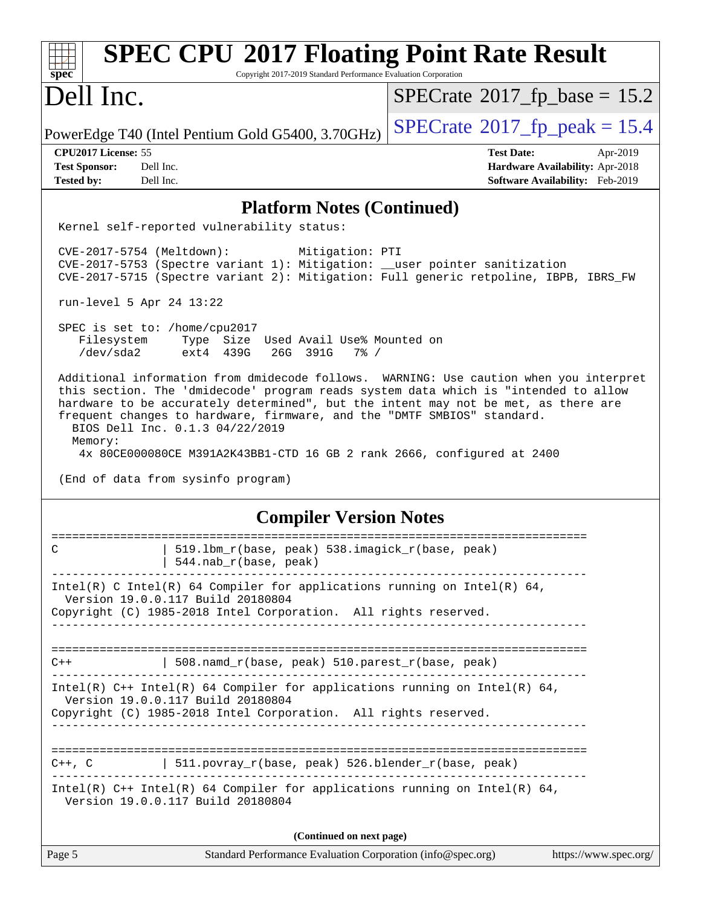## Platform Notes (Continued)

```
Kernel self-reported vulnerability status:

CVE-2017-5754 (Meltdown):          Mitigation: PTI
CVE-2017-5753 (Spectre variant 1): Mitigation: __user pointer sanitization
CVE-2017-5715 (Spectre variant 2): Mitigation: Full generic retpoline, IBPB, IBRS_FW

run-level 5 Apr 24 13:22

SPEC is set to: /home/cpu2017
   Filesystem     Type  Size  Used Avail Use% Mounted on
   /dev/sda2      ext4  439G   26G  391G   7% /

Additional information from dmidecode follows.  WARNING: Use caution when you interpret
this section. The 'dmidecode' program reads system data which is "intended to allow
hardware to be accurately determined", but the intent may not be met, as there are
frequent changes to hardware, firmware, and the "DMTF SMBIOS" standard.
  BIOS Dell Inc. 0.1.3 04/22/2019
  Memory:
    4x 80CE000080CE M391A2K43BB1-CTD 16 GB 2 rank 2666, configured at 2400

(End of data from sysinfo program)
```

## Compiler Version Notes

```
==============================================================================
C               | 519.lbm_r(base, peak) 538.imagick_r(base, peak)
                | 544.nab_r(base, peak)
------------------------------------------------------------------------------
Intel(R) C Intel(R) 64 Compiler for applications running on Intel(R) 64,
  Version 19.0.0.117 Build 20180804
Copyright (C) 1985-2018 Intel Corporation.  All rights reserved.
------------------------------------------------------------------------------

==============================================================================
C++             | 508.namd_r(base, peak) 510.parest_r(base, peak)
------------------------------------------------------------------------------
Intel(R) C++ Intel(R) 64 Compiler for applications running on Intel(R) 64,
  Version 19.0.0.117 Build 20180804
Copyright (C) 1985-2018 Intel Corporation.  All rights reserved.
------------------------------------------------------------------------------

==============================================================================
C++, C          | 511.povray_r(base, peak) 526.blender_r(base, peak)
------------------------------------------------------------------------------
Intel(R) C++ Intel(R) 64 Compiler for applications running on Intel(R) 64,
  Version 19.0.0.117 Build 20180804
```

(Continued on next page)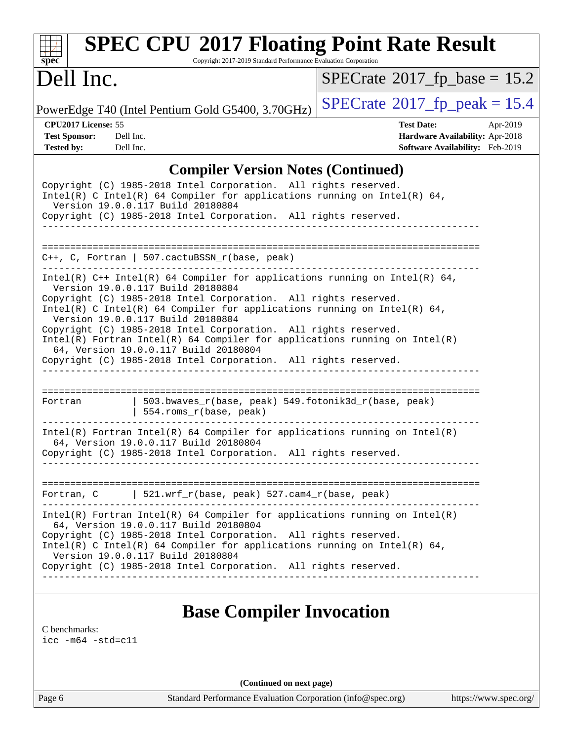## Compiler Version Notes (Continued)

```
Copyright (C) 1985-2018 Intel Corporation.  All rights reserved.
Intel(R) C Intel(R) 64 Compiler for applications running on Intel(R) 64,
  Version 19.0.0.117 Build 20180804
Copyright (C) 1985-2018 Intel Corporation.  All rights reserved.
------------------------------------------------------------------------------

==============================================================================
C++, C, Fortran | 507.cactuBSSN_r(base, peak)
------------------------------------------------------------------------------
Intel(R) C++ Intel(R) 64 Compiler for applications running on Intel(R) 64,
  Version 19.0.0.117 Build 20180804
Copyright (C) 1985-2018 Intel Corporation.  All rights reserved.
Intel(R) C Intel(R) 64 Compiler for applications running on Intel(R) 64,
  Version 19.0.0.117 Build 20180804
Copyright (C) 1985-2018 Intel Corporation.  All rights reserved.
Intel(R) Fortran Intel(R) 64 Compiler for applications running on Intel(R)
  64, Version 19.0.0.117 Build 20180804
Copyright (C) 1985-2018 Intel Corporation.  All rights reserved.
------------------------------------------------------------------------------

==============================================================================
Fortran         | 503.bwaves_r(base, peak) 549.fotonik3d_r(base, peak)
                | 554.roms_r(base, peak)
------------------------------------------------------------------------------
Intel(R) Fortran Intel(R) 64 Compiler for applications running on Intel(R)
  64, Version 19.0.0.117 Build 20180804
Copyright (C) 1985-2018 Intel Corporation.  All rights reserved.
------------------------------------------------------------------------------

==============================================================================
Fortran, C      | 521.wrf_r(base, peak) 527.cam4_r(base, peak)
------------------------------------------------------------------------------
Intel(R) Fortran Intel(R) 64 Compiler for applications running on Intel(R)
  64, Version 19.0.0.117 Build 20180804
Copyright (C) 1985-2018 Intel Corporation.  All rights reserved.
Intel(R) C Intel(R) 64 Compiler for applications running on Intel(R) 64,
  Version 19.0.0.117 Build 20180804
Copyright (C) 1985-2018 Intel Corporation.  All rights reserved.
------------------------------------------------------------------------------
```

## Base Compiler Invocation

C benchmarks:
```
icc -m64 -std=c11
```

**(Continued on next page)**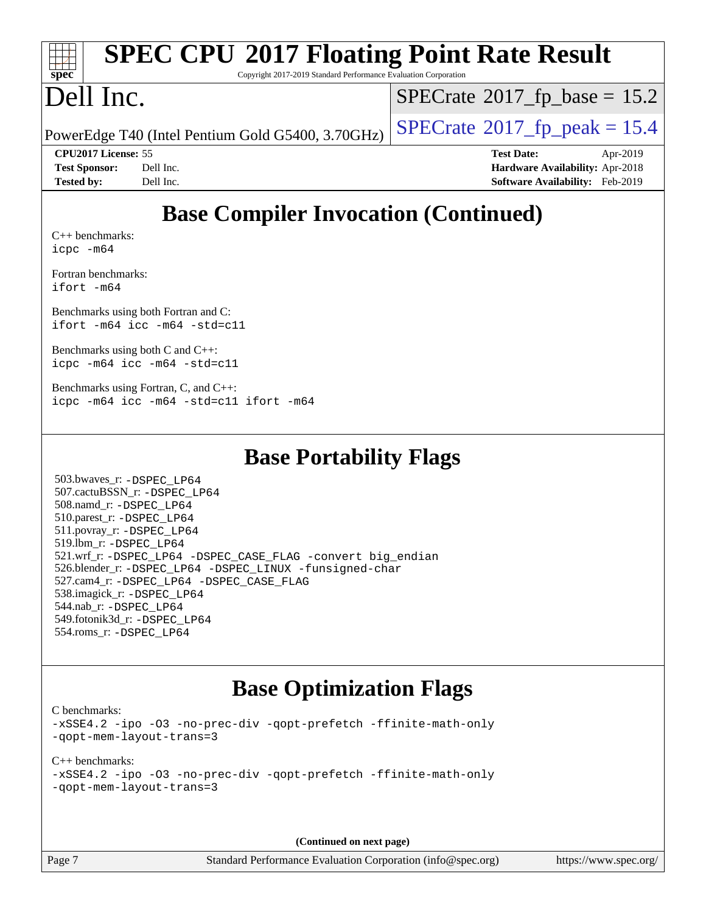## Base Compiler Invocation (Continued)

C++ benchmarks:
icpc -m64

Fortran benchmarks:
ifort -m64

Benchmarks using both Fortran and C:
ifort -m64 icc -m64 -std=c11

Benchmarks using both C and C++:
icpc -m64 icc -m64 -std=c11

Benchmarks using Fortran, C, and C++:
icpc -m64 icc -m64 -std=c11 ifort -m64

## Base Portability Flags

503.bwaves_r: -DSPEC_LP64
507.cactuBSSN_r: -DSPEC_LP64
508.namd_r: -DSPEC_LP64
510.parest_r: -DSPEC_LP64
511.povray_r: -DSPEC_LP64
519.lbm_r: -DSPEC_LP64
521.wrf_r: -DSPEC_LP64 -DSPEC_CASE_FLAG -convert big_endian
526.blender_r: -DSPEC_LP64 -DSPEC_LINUX -funsigned-char
527.cam4_r: -DSPEC_LP64 -DSPEC_CASE_FLAG
538.imagick_r: -DSPEC_LP64
544.nab_r: -DSPEC_LP64
549.fotonik3d_r: -DSPEC_LP64
554.roms_r: -DSPEC_LP64

## Base Optimization Flags

C benchmarks:
-xSSE4.2 -ipo -O3 -no-prec-div -qopt-prefetch -ffinite-math-only
-qopt-mem-layout-trans=3

C++ benchmarks:
-xSSE4.2 -ipo -O3 -no-prec-div -qopt-prefetch -ffinite-math-only
-qopt-mem-layout-trans=3

(Continued on next page)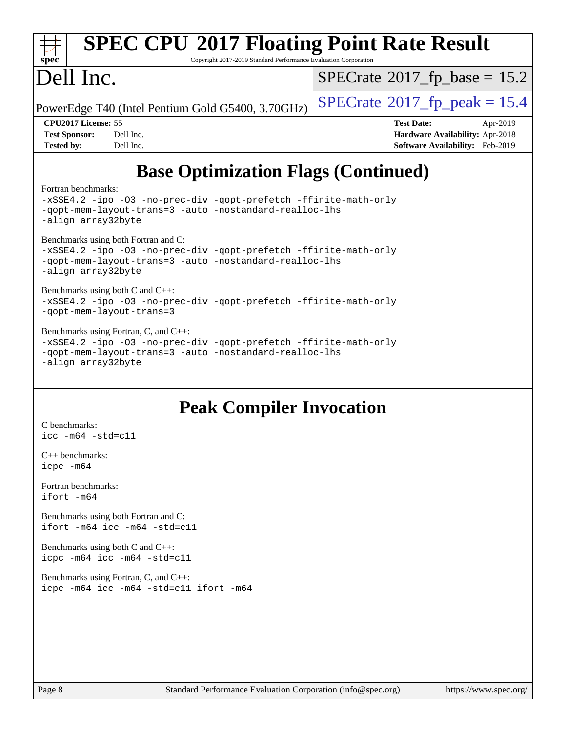# SPEC CPU 2017 Floating Point Rate Result

Copyright 2017-2019 Standard Performance Evaluation Corporation

# Dell Inc.

PowerEdge T40 (Intel Pentium Gold G5400, 3.70GHz)

SPECrate 2017_fp_base = 15.2

SPECrate 2017_fp_peak = 15.4

**CPU2017 License:** 55
**Test Sponsor:** Dell Inc.
**Tested by:** Dell Inc.

**Test Date:** Apr-2019
**Hardware Availability:** Apr-2018
**Software Availability:** Feb-2019

## Base Optimization Flags (Continued)

Fortran benchmarks:

```
-xSSE4.2 -ipo -O3 -no-prec-div -qopt-prefetch -ffinite-math-only
-qopt-mem-layout-trans=3 -auto -nostandard-realloc-lhs
-align array32byte
```

Benchmarks using both Fortran and C:

```
-xSSE4.2 -ipo -O3 -no-prec-div -qopt-prefetch -ffinite-math-only
-qopt-mem-layout-trans=3 -auto -nostandard-realloc-lhs
-align array32byte
```

Benchmarks using both C and C++:

```
-xSSE4.2 -ipo -O3 -no-prec-div -qopt-prefetch -ffinite-math-only
-qopt-mem-layout-trans=3
```

Benchmarks using Fortran, C, and C++:

```
-xSSE4.2 -ipo -O3 -no-prec-div -qopt-prefetch -ffinite-math-only
-qopt-mem-layout-trans=3 -auto -nostandard-realloc-lhs
-align array32byte
```

## Peak Compiler Invocation

C benchmarks:

```
icc -m64 -std=c11
```

C++ benchmarks:

```
icpc -m64
```

Fortran benchmarks:

```
ifort -m64
```

Benchmarks using both Fortran and C:

```
ifort -m64 icc -m64 -std=c11
```

Benchmarks using both C and C++:

```
icpc -m64 icc -m64 -std=c11
```

Benchmarks using Fortran, C, and C++:

```
icpc -m64 icc -m64 -std=c11 ifort -m64
```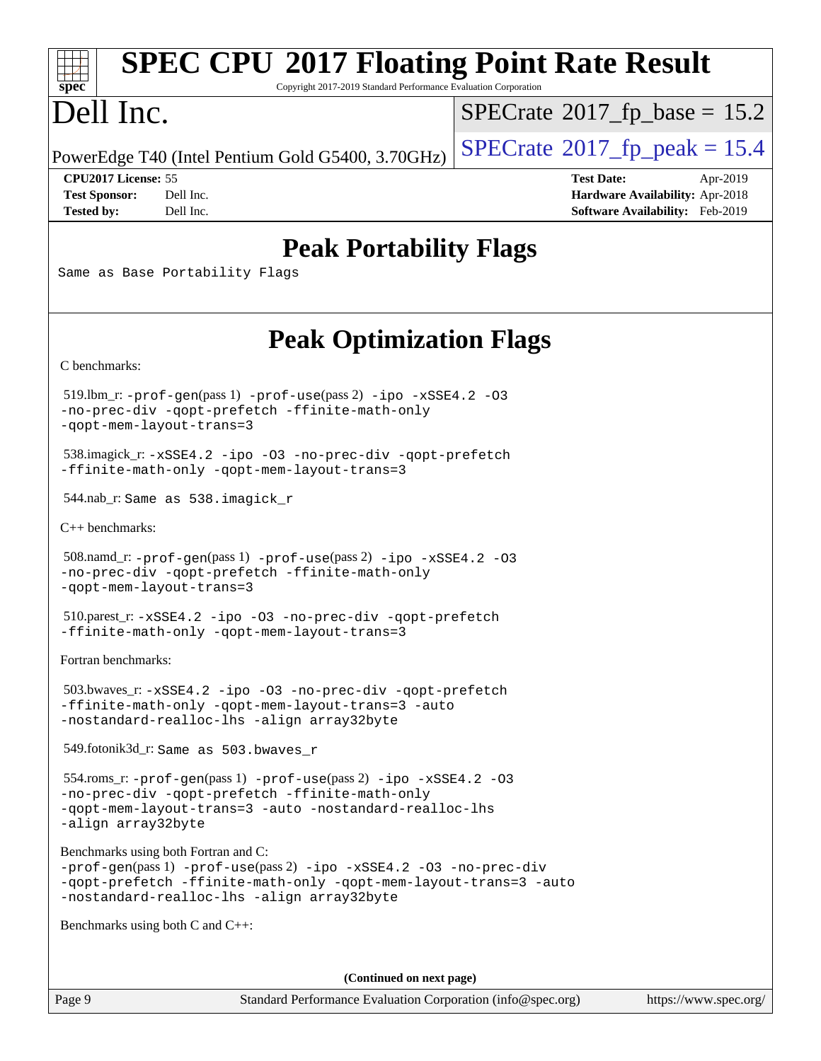# SPEC CPU 2017 Floating Point Rate Result

Copyright 2017-2019 Standard Performance Evaluation Corporation

# Dell Inc.

PowerEdge T40 (Intel Pentium Gold G5400, 3.70GHz)

SPECrate 2017_fp_base = 15.2

SPECrate 2017_fp_peak = 15.4

**CPU2017 License:** 55
**Test Sponsor:** Dell Inc.
**Tested by:** Dell Inc.

**Test Date:** Apr-2019
**Hardware Availability:** Apr-2018
**Software Availability:** Feb-2019

## Peak Portability Flags

Same as Base Portability Flags

## Peak Optimization Flags

C benchmarks:

519.lbm_r: -prof-gen(pass 1) -prof-use(pass 2) -ipo -xSSE4.2 -O3 -no-prec-div -qopt-prefetch -ffinite-math-only -qopt-mem-layout-trans=3

538.imagick_r: -xSSE4.2 -ipo -O3 -no-prec-div -qopt-prefetch -ffinite-math-only -qopt-mem-layout-trans=3

544.nab_r: Same as 538.imagick_r

C++ benchmarks:

508.namd_r: -prof-gen(pass 1) -prof-use(pass 2) -ipo -xSSE4.2 -O3 -no-prec-div -qopt-prefetch -ffinite-math-only -qopt-mem-layout-trans=3

510.parest_r: -xSSE4.2 -ipo -O3 -no-prec-div -qopt-prefetch -ffinite-math-only -qopt-mem-layout-trans=3

Fortran benchmarks:

503.bwaves_r: -xSSE4.2 -ipo -O3 -no-prec-div -qopt-prefetch -ffinite-math-only -qopt-mem-layout-trans=3 -auto -nostandard-realloc-lhs -align array32byte

549.fotonik3d_r: Same as 503.bwaves_r

554.roms_r: -prof-gen(pass 1) -prof-use(pass 2) -ipo -xSSE4.2 -O3 -no-prec-div -qopt-prefetch -ffinite-math-only -qopt-mem-layout-trans=3 -auto -nostandard-realloc-lhs -align array32byte

Benchmarks using both Fortran and C:
-prof-gen(pass 1) -prof-use(pass 2) -ipo -xSSE4.2 -O3 -no-prec-div -qopt-prefetch -ffinite-math-only -qopt-mem-layout-trans=3 -auto -nostandard-realloc-lhs -align array32byte

Benchmarks using both C and C++:

**(Continued on next page)**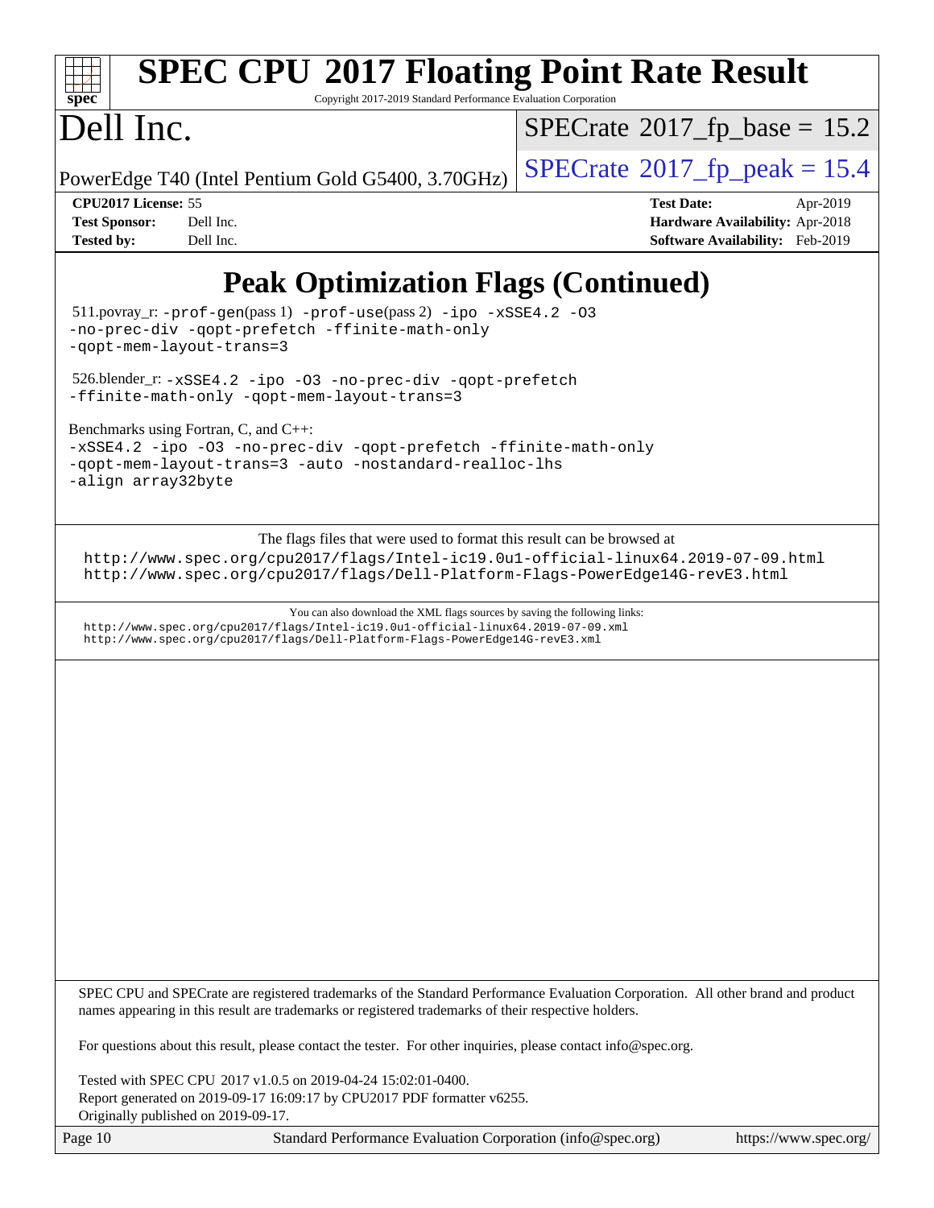# Peak Optimization Flags (Continued)

511.povray_r: -prof-gen(pass 1) -prof-use(pass 2) -ipo -xSSE4.2 -O3 -no-prec-div -qopt-prefetch -ffinite-math-only -qopt-mem-layout-trans=3

526.blender_r: -xSSE4.2 -ipo -O3 -no-prec-div -qopt-prefetch -ffinite-math-only -qopt-mem-layout-trans=3

Benchmarks using Fortran, C, and C++:
-xSSE4.2 -ipo -O3 -no-prec-div -qopt-prefetch -ffinite-math-only -qopt-mem-layout-trans=3 -auto -nostandard-realloc-lhs -align array32byte

The flags files that were used to format this result can be browsed at
http://www.spec.org/cpu2017/flags/Intel-ic19.0u1-official-linux64.2019-07-09.html
http://www.spec.org/cpu2017/flags/Dell-Platform-Flags-PowerEdge14G-revE3.html

You can also download the XML flags sources by saving the following links:
http://www.spec.org/cpu2017/flags/Intel-ic19.0u1-official-linux64.2019-07-09.xml
http://www.spec.org/cpu2017/flags/Dell-Platform-Flags-PowerEdge14G-revE3.xml

SPEC CPU and SPECrate are registered trademarks of the Standard Performance Evaluation Corporation. All other brand and product names appearing in this result are trademarks or registered trademarks of their respective holders.

For questions about this result, please contact the tester. For other inquiries, please contact info@spec.org.

Tested with SPEC CPU 2017 v1.0.5 on 2019-04-24 15:02:01-0400.
Report generated on 2019-09-17 16:09:17 by CPU2017 PDF formatter v6255.
Originally published on 2019-09-17.